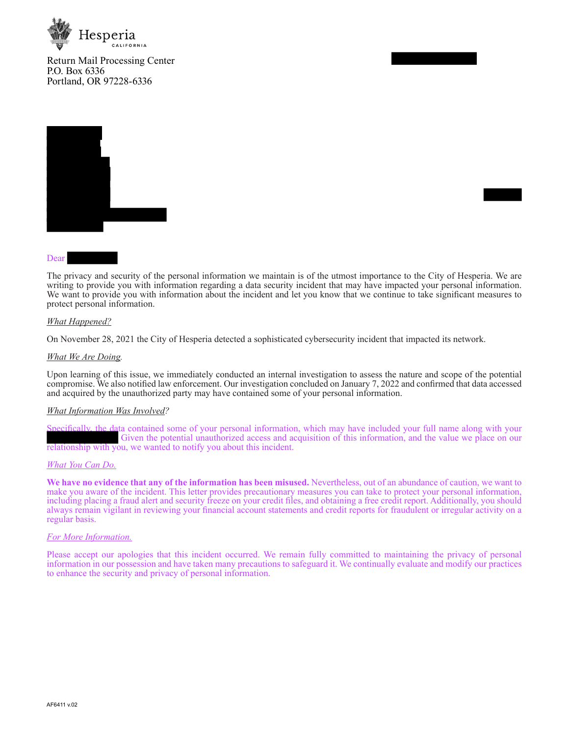Hesperia
CALIFORNIA

Return Mail Processing Center
P.O. Box 6336
Portland, OR 97228-6336

Dear

The privacy and security of the personal information we maintain is of the utmost importance to the City of Hesperia. We are writing to provide you with information regarding a data security incident that may have impacted your personal information. We want to provide you with information about the incident and let you know that we continue to take significant measures to protect personal information.

*What Happened?*

On November 28, 2021 the City of Hesperia detected a sophisticated cybersecurity incident that impacted its network.

*What We Are Doing.*

Upon learning of this issue, we immediately conducted an internal investigation to assess the nature and scope of the potential compromise. We also notified law enforcement. Our investigation concluded on January 7, 2022 and confirmed that data accessed and acquired by the unauthorized party may have contained some of your personal information.

*What Information Was Involved?*

Specifically, the data contained some of your personal information, which may have included your full name along with your Given the potential unauthorized access and acquisition of this information, and the value we place on our relationship with you, we wanted to notify you about this incident.

*What You Can Do.*

**We have no evidence that any of the information has been misused.** Nevertheless, out of an abundance of caution, we want to make you aware of the incident. This letter provides precautionary measures you can take to protect your personal information, including placing a fraud alert and security freeze on your credit files, and obtaining a free credit report. Additionally, you should always remain vigilant in reviewing your financial account statements and credit reports for fraudulent or irregular activity on a regular basis.

*For More Information.*

Please accept our apologies that this incident occurred. We remain fully committed to maintaining the privacy of personal information in our possession and have taken many precautions to safeguard it. We continually evaluate and modify our practices to enhance the security and privacy of personal information.

AF6411 v.02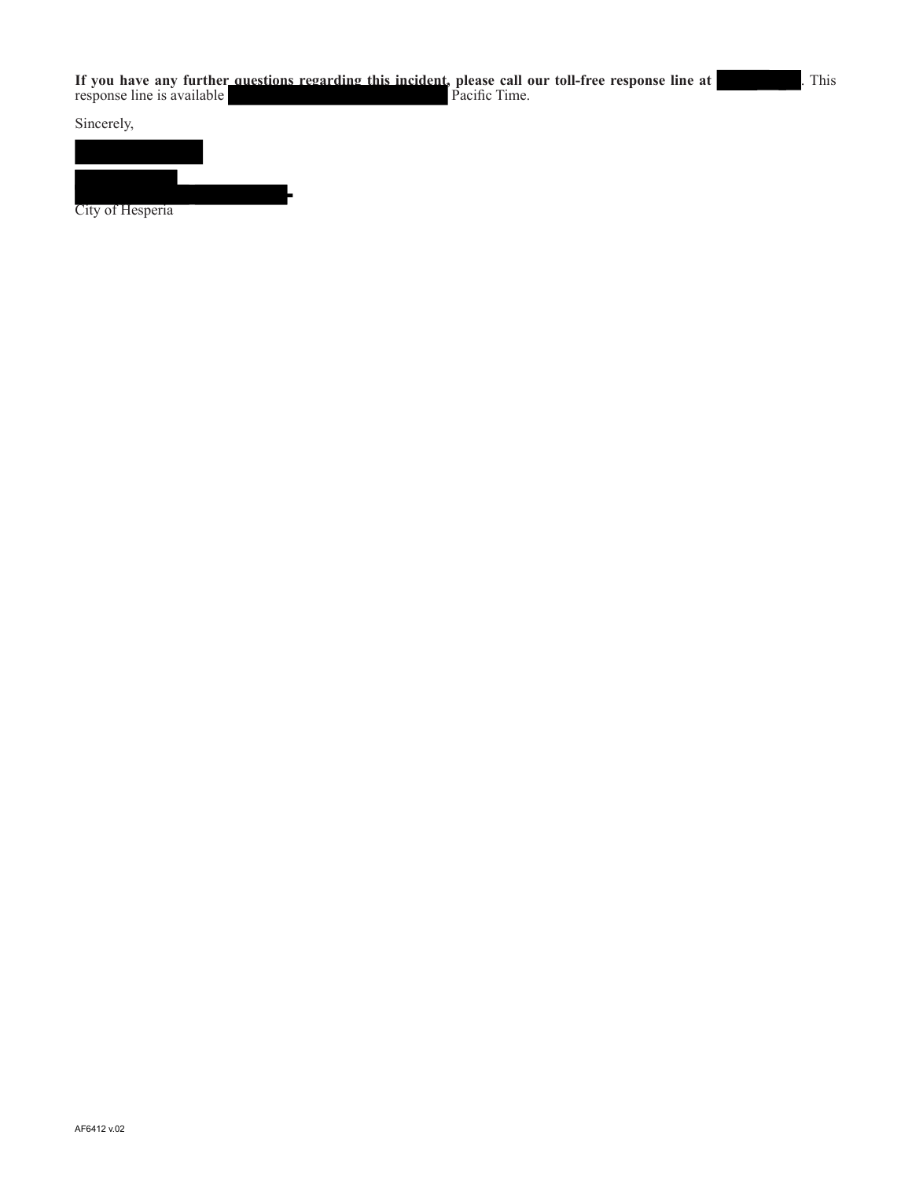**If you have any further questions regarding this incident, please call our toll-free response line at [REDACTED].** This response line is available [REDACTED] Pacific Time.

Sincerely,

[REDACTED]

[REDACTED]

City of Hesperia

AF6412 v.02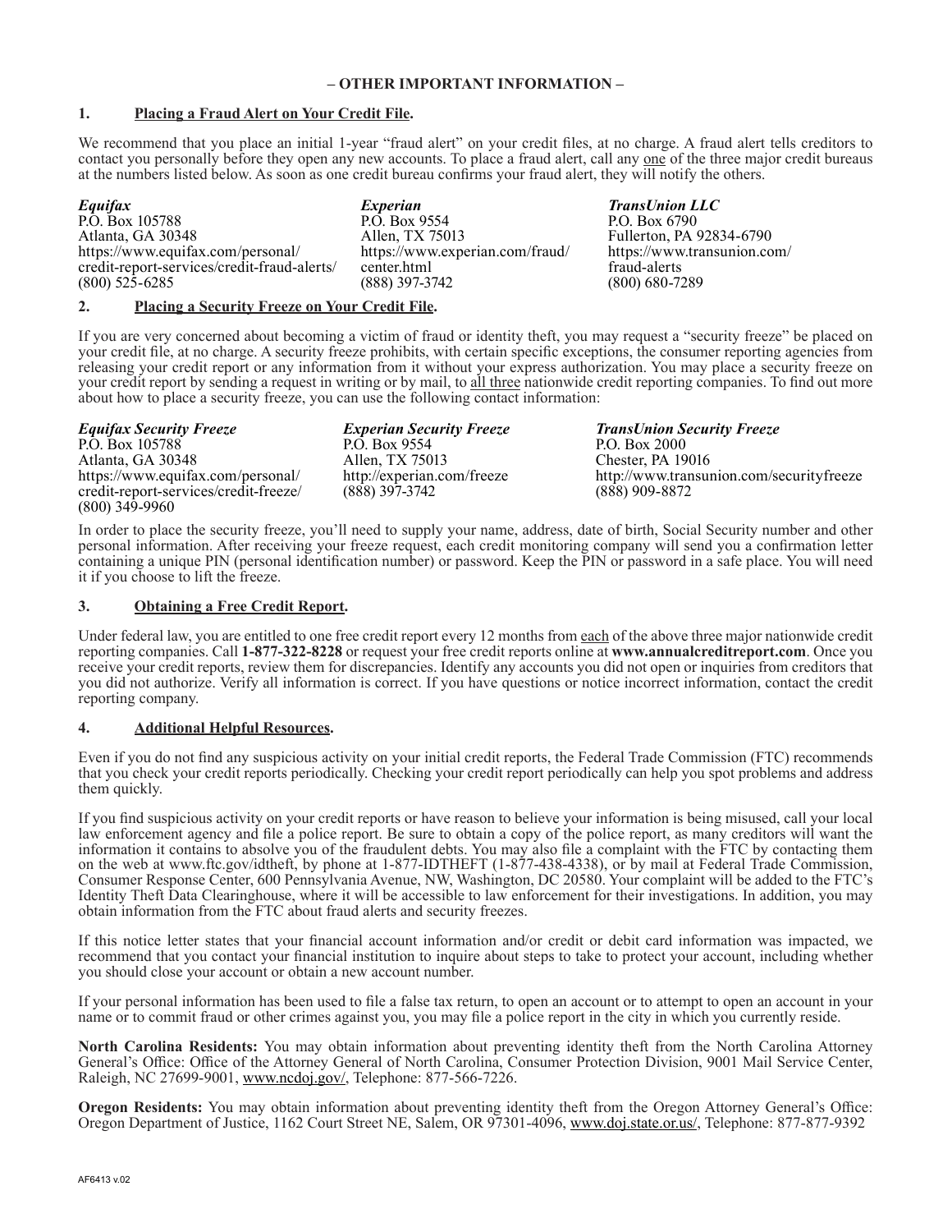**– OTHER IMPORTANT INFORMATION –**

## 1. Placing a Fraud Alert on Your Credit File.

We recommend that you place an initial 1-year "fraud alert" on your credit files, at no charge. A fraud alert tells creditors to contact you personally before they open any new accounts. To place a fraud alert, call any one of the three major credit bureaus at the numbers listed below. As soon as one credit bureau confirms your fraud alert, they will notify the others.

***Equifax***
P.O. Box 105788
Atlanta, GA 30348
https://www.equifax.com/personal/credit-report-services/credit-fraud-alerts/
(800) 525-6285

***Experian***
P.O. Box 9554
Allen, TX 75013
https://www.experian.com/fraud/center.html
(888) 397-3742

***TransUnion LLC***
P.O. Box 6790
Fullerton, PA 92834-6790
https://www.transunion.com/fraud-alerts
(800) 680-7289

## 2. Placing a Security Freeze on Your Credit File.

If you are very concerned about becoming a victim of fraud or identity theft, you may request a "security freeze" be placed on your credit file, at no charge. A security freeze prohibits, with certain specific exceptions, the consumer reporting agencies from releasing your credit report or any information from it without your express authorization. You may place a security freeze on your credit report by sending a request in writing or by mail, to all three nationwide credit reporting companies. To find out more about how to place a security freeze, you can use the following contact information:

***Equifax Security Freeze***
P.O. Box 105788
Atlanta, GA 30348
https://www.equifax.com/personal/credit-report-services/credit-freeze/
(800) 349-9960

***Experian Security Freeze***
P.O. Box 9554
Allen, TX 75013
http://experian.com/freeze
(888) 397-3742

***TransUnion Security Freeze***
P.O. Box 2000
Chester, PA 19016
http://www.transunion.com/securityfreeze
(888) 909-8872

In order to place the security freeze, you'll need to supply your name, address, date of birth, Social Security number and other personal information. After receiving your freeze request, each credit monitoring company will send you a confirmation letter containing a unique PIN (personal identification number) or password. Keep the PIN or password in a safe place. You will need it if you choose to lift the freeze.

## 3. Obtaining a Free Credit Report.

Under federal law, you are entitled to one free credit report every 12 months from each of the above three major nationwide credit reporting companies. Call **1-877-322-8228** or request your free credit reports online at **www.annualcreditreport.com**. Once you receive your credit reports, review them for discrepancies. Identify any accounts you did not open or inquiries from creditors that you did not authorize. Verify all information is correct. If you have questions or notice incorrect information, contact the credit reporting company.

## 4. Additional Helpful Resources.

Even if you do not find any suspicious activity on your initial credit reports, the Federal Trade Commission (FTC) recommends that you check your credit reports periodically. Checking your credit report periodically can help you spot problems and address them quickly.

If you find suspicious activity on your credit reports or have reason to believe your information is being misused, call your local law enforcement agency and file a police report. Be sure to obtain a copy of the police report, as many creditors will want the information it contains to absolve you of the fraudulent debts. You may also file a complaint with the FTC by contacting them on the web at www.ftc.gov/idtheft, by phone at 1-877-IDTHEFT (1-877-438-4338), or by mail at Federal Trade Commission, Consumer Response Center, 600 Pennsylvania Avenue, NW, Washington, DC 20580. Your complaint will be added to the FTC's Identity Theft Data Clearinghouse, where it will be accessible to law enforcement for their investigations. In addition, you may obtain information from the FTC about fraud alerts and security freezes.

If this notice letter states that your financial account information and/or credit or debit card information was impacted, we recommend that you contact your financial institution to inquire about steps to take to protect your account, including whether you should close your account or obtain a new account number.

If your personal information has been used to file a false tax return, to open an account or to attempt to open an account in your name or to commit fraud or other crimes against you, you may file a police report in the city in which you currently reside.

**North Carolina Residents:** You may obtain information about preventing identity theft from the North Carolina Attorney General's Office: Office of the Attorney General of North Carolina, Consumer Protection Division, 9001 Mail Service Center, Raleigh, NC 27699-9001, www.ncdoj.gov/, Telephone: 877-566-7226.

**Oregon Residents:** You may obtain information about preventing identity theft from the Oregon Attorney General's Office: Oregon Department of Justice, 1162 Court Street NE, Salem, OR 97301-4096, www.doj.state.or.us/, Telephone: 877-877-9392

AF6413 v.02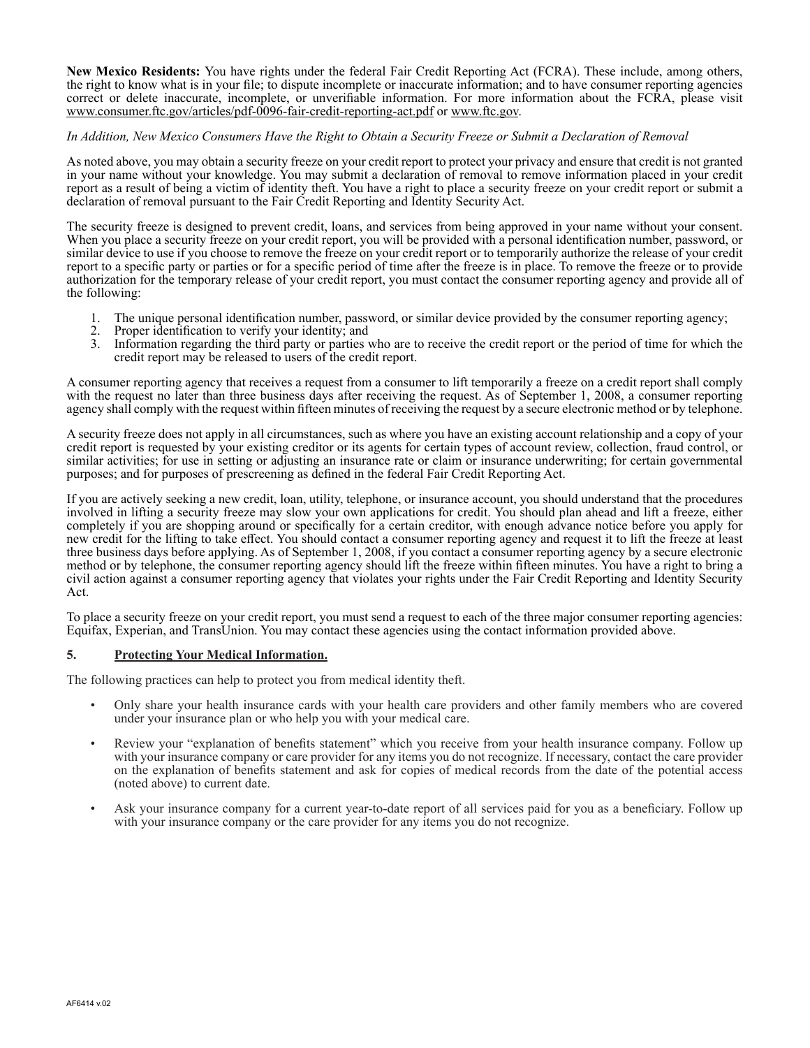**New Mexico Residents:** You have rights under the federal Fair Credit Reporting Act (FCRA). These include, among others, the right to know what is in your file; to dispute incomplete or inaccurate information; and to have consumer reporting agencies correct or delete inaccurate, incomplete, or unverifiable information. For more information about the FCRA, please visit www.consumer.ftc.gov/articles/pdf-0096-fair-credit-reporting-act.pdf or www.ftc.gov.

*In Addition, New Mexico Consumers Have the Right to Obtain a Security Freeze or Submit a Declaration of Removal*

As noted above, you may obtain a security freeze on your credit report to protect your privacy and ensure that credit is not granted in your name without your knowledge. You may submit a declaration of removal to remove information placed in your credit report as a result of being a victim of identity theft. You have a right to place a security freeze on your credit report or submit a declaration of removal pursuant to the Fair Credit Reporting and Identity Security Act.

The security freeze is designed to prevent credit, loans, and services from being approved in your name without your consent. When you place a security freeze on your credit report, you will be provided with a personal identification number, password, or similar device to use if you choose to remove the freeze on your credit report or to temporarily authorize the release of your credit report to a specific party or parties or for a specific period of time after the freeze is in place. To remove the freeze or to provide authorization for the temporary release of your credit report, you must contact the consumer reporting agency and provide all of the following:

1. The unique personal identification number, password, or similar device provided by the consumer reporting agency;
2. Proper identification to verify your identity; and
3. Information regarding the third party or parties who are to receive the credit report or the period of time for which the credit report may be released to users of the credit report.

A consumer reporting agency that receives a request from a consumer to lift temporarily a freeze on a credit report shall comply with the request no later than three business days after receiving the request. As of September 1, 2008, a consumer reporting agency shall comply with the request within fifteen minutes of receiving the request by a secure electronic method or by telephone.

A security freeze does not apply in all circumstances, such as where you have an existing account relationship and a copy of your credit report is requested by your existing creditor or its agents for certain types of account review, collection, fraud control, or similar activities; for use in setting or adjusting an insurance rate or claim or insurance underwriting; for certain governmental purposes; and for purposes of prescreening as defined in the federal Fair Credit Reporting Act.

If you are actively seeking a new credit, loan, utility, telephone, or insurance account, you should understand that the procedures involved in lifting a security freeze may slow your own applications for credit. You should plan ahead and lift a freeze, either completely if you are shopping around or specifically for a certain creditor, with enough advance notice before you apply for new credit for the lifting to take effect. You should contact a consumer reporting agency and request it to lift the freeze at least three business days before applying. As of September 1, 2008, if you contact a consumer reporting agency by a secure electronic method or by telephone, the consumer reporting agency should lift the freeze within fifteen minutes. You have a right to bring a civil action against a consumer reporting agency that violates your rights under the Fair Credit Reporting and Identity Security Act.

To place a security freeze on your credit report, you must send a request to each of the three major consumer reporting agencies: Equifax, Experian, and TransUnion. You may contact these agencies using the contact information provided above.

## 5. Protecting Your Medical Information.

The following practices can help to protect you from medical identity theft.

- Only share your health insurance cards with your health care providers and other family members who are covered under your insurance plan or who help you with your medical care.
- Review your "explanation of benefits statement" which you receive from your health insurance company. Follow up with your insurance company or care provider for any items you do not recognize. If necessary, contact the care provider on the explanation of benefits statement and ask for copies of medical records from the date of the potential access (noted above) to current date.
- Ask your insurance company for a current year-to-date report of all services paid for you as a beneficiary. Follow up with your insurance company or the care provider for any items you do not recognize.

AF6414 v.02